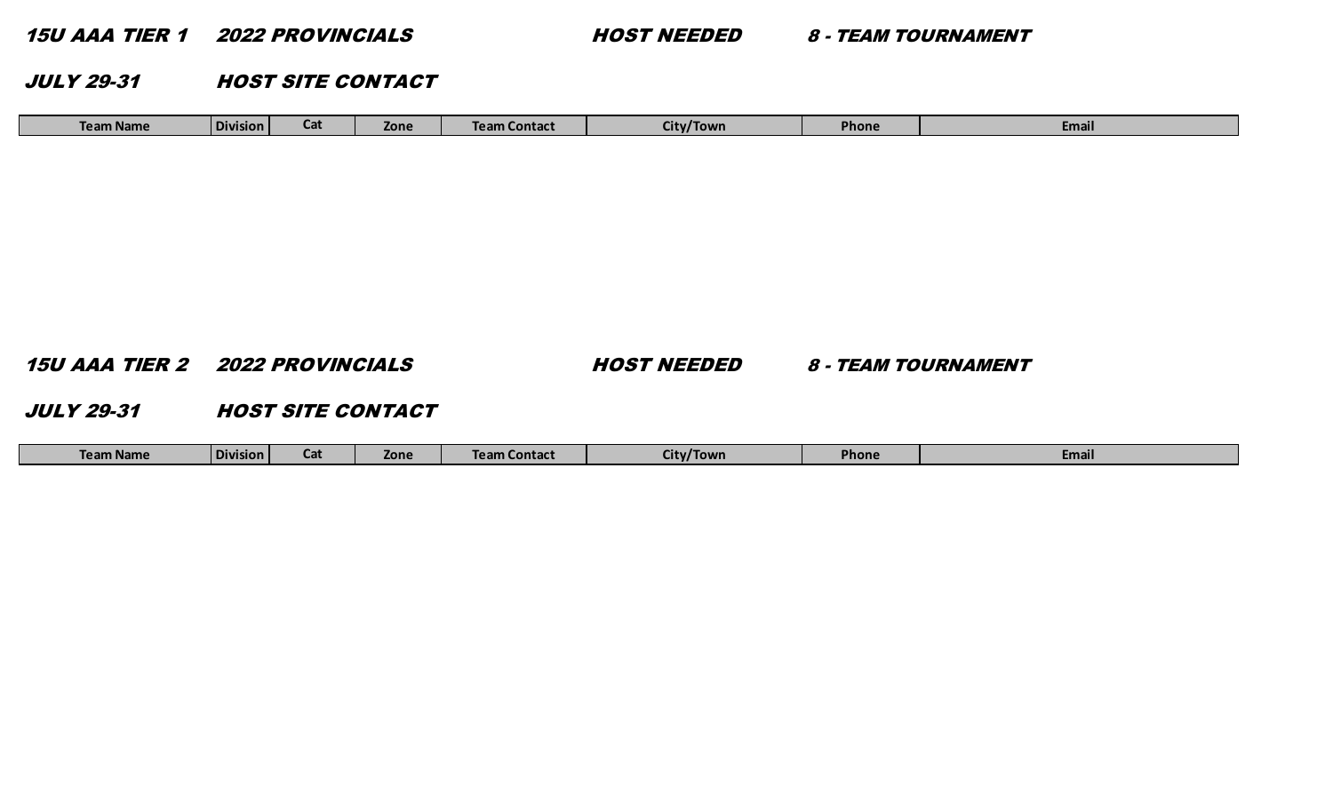## 15U AAA TIER 1 2022 PROVINCIALS HOST NEEDED 8 - TEAM TOURNAMENT

## JULY 29-31 HOST SITE CONTACT

| Team Name | Division | Cat | Zone | Team Contact | City/Town | Phone | Email |
|---|---|---|---|---|---|---|---|

## 15U AAA TIER 2 2022 PROVINCIALS HOST NEEDED 8 - TEAM TOURNAMENT

## JULY 29-31 HOST SITE CONTACT

| Team Name | Division | Cat | Zone | Team Contact | City/Town | Phone | Email |
|---|---|---|---|---|---|---|---|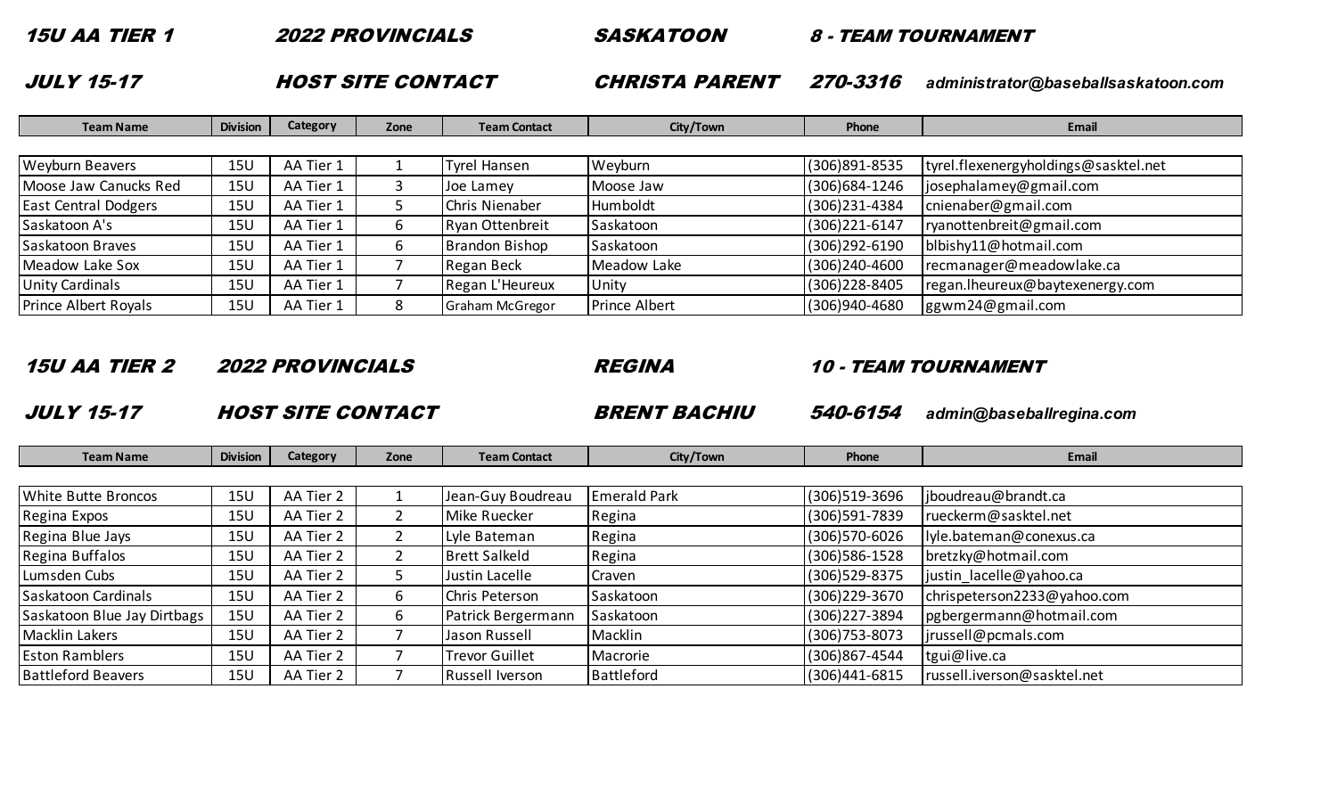**15U AA TIER 1** **2022 PROVINCIALS** **SASKATOON** **8 - TEAM TOURNAMENT**

**JULY 15-17** **HOST SITE CONTACT** **CHRISTA PARENT** **270-3316** ***administrator@baseballsaskatoon.com***

| Team Name | Division | Category | Zone | Team Contact | City/Town | Phone | Email |
|---|---|---|---|---|---|---|---|
| Weyburn Beavers | 15U | AA Tier 1 | 1 | Tyrel Hansen | Weyburn | (306)891-8535 | tyrel.flexenergyholdings@sasktel.net |
| Moose Jaw Canucks Red | 15U | AA Tier 1 | 3 | Joe Lamey | Moose Jaw | (306)684-1246 | josephalamey@gmail.com |
| East Central Dodgers | 15U | AA Tier 1 | 5 | Chris Nienaber | Humboldt | (306)231-4384 | cnienaber@gmail.com |
| Saskatoon A's | 15U | AA Tier 1 | 6 | Ryan Ottenbreit | Saskatoon | (306)221-6147 | ryanottenbreit@gmail.com |
| Saskatoon Braves | 15U | AA Tier 1 | 6 | Brandon Bishop | Saskatoon | (306)292-6190 | blbishy11@hotmail.com |
| Meadow Lake Sox | 15U | AA Tier 1 | 7 | Regan Beck | Meadow Lake | (306)240-4600 | recmanager@meadowlake.ca |
| Unity Cardinals | 15U | AA Tier 1 | 7 | Regan L'Heureux | Unity | (306)228-8405 | regan.lheureux@baytexenergy.com |
| Prince Albert Royals | 15U | AA Tier 1 | 8 | Graham McGregor | Prince Albert | (306)940-4680 | ggwm24@gmail.com |

**15U AA TIER 2** **2022 PROVINCIALS** **REGINA** **10 - TEAM TOURNAMENT**

**JULY 15-17** **HOST SITE CONTACT** **BRENT BACHIU** **540-6154** ***admin@baseballregina.com***

| Team Name | Division | Category | Zone | Team Contact | City/Town | Phone | Email |
|---|---|---|---|---|---|---|---|
| White Butte Broncos | 15U | AA Tier 2 | 1 | Jean-Guy Boudreau | Emerald Park | (306)519-3696 | jboudreau@brandt.ca |
| Regina Expos | 15U | AA Tier 2 | 2 | Mike Ruecker | Regina | (306)591-7839 | rueckerm@sasktel.net |
| Regina Blue Jays | 15U | AA Tier 2 | 2 | Lyle Bateman | Regina | (306)570-6026 | lyle.bateman@conexus.ca |
| Regina Buffalos | 15U | AA Tier 2 | 2 | Brett Salkeld | Regina | (306)586-1528 | bretzky@hotmail.com |
| Lumsden Cubs | 15U | AA Tier 2 | 5 | Justin Lacelle | Craven | (306)529-8375 | justin_lacelle@yahoo.ca |
| Saskatoon Cardinals | 15U | AA Tier 2 | 6 | Chris Peterson | Saskatoon | (306)229-3670 | chrispeterson2233@yahoo.com |
| Saskatoon Blue Jay Dirtbags | 15U | AA Tier 2 | 6 | Patrick Bergermann | Saskatoon | (306)227-3894 | pgbergermann@hotmail.com |
| Macklin Lakers | 15U | AA Tier 2 | 7 | Jason Russell | Macklin | (306)753-8073 | jrussell@pcmals.com |
| Eston Ramblers | 15U | AA Tier 2 | 7 | Trevor Guillet | Macrorie | (306)867-4544 | tgui@live.ca |
| Battleford Beavers | 15U | AA Tier 2 | 7 | Russell Iverson | Battleford | (306)441-6815 | russell.iverson@sasktel.net |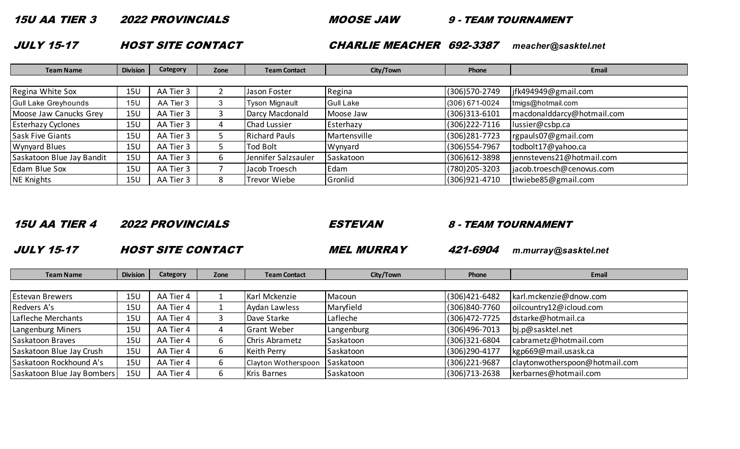## 15U AA TIER 3 — 2022 PROVINCIALS — MOOSE JAW — 9 - TEAM TOURNAMENT

**JULY 15-17 — HOST SITE CONTACT — CHARLIE MEACHER 692-3387** *meacher@sasktel.net*

| Team Name | Division | Category | Zone | Team Contact | City/Town | Phone | Email |
|---|---|---|---|---|---|---|---|
| Regina White Sox | 15U | AA Tier 3 | 2 | Jason Foster | Regina | (306)570-2749 | jfk494949@gmail.com |
| Gull Lake Greyhounds | 15U | AA Tier 3 | 3 | Tyson Mignault | Gull Lake | (306) 671-0024 | tmigs@hotmail.com |
| Moose Jaw Canucks Grey | 15U | AA Tier 3 | 3 | Darcy Macdonald | Moose Jaw | (306)313-6101 | macdonalddarcy@hotmail.com |
| Esterhazy Cyclones | 15U | AA Tier 3 | 4 | Chad Lussier | Esterhazy | (306)222-7116 | lussier@csbp.ca |
| Sask Five Giants | 15U | AA Tier 3 | 5 | Richard Pauls | Martensville | (306)281-7723 | rgpauls07@gmail.com |
| Wynyard Blues | 15U | AA Tier 3 | 5 | Tod Bolt | Wynyard | (306)554-7967 | todbolt17@yahoo.ca |
| Saskatoon Blue Jay Bandit | 15U | AA Tier 3 | 6 | Jennifer Salzsauler | Saskatoon | (306)612-3898 | jennstevens21@hotmail.com |
| Edam Blue Sox | 15U | AA Tier 3 | 7 | Jacob Troesch | Edam | (780)205-3203 | jacob.troesch@cenovus.com |
| NE Knights | 15U | AA Tier 3 | 8 | Trevor Wiebe | Gronlid | (306)921-4710 | tlwiebe85@gmail.com |

## 15U AA TIER 4 — 2022 PROVINCIALS — ESTEVAN — 8 - TEAM TOURNAMENT

**JULY 15-17 — HOST SITE CONTACT — MEL MURRAY 421-6904** *m.murray@sasktel.net*

| Team Name | Division | Category | Zone | Team Contact | City/Town | Phone | Email |
|---|---|---|---|---|---|---|---|
| Estevan Brewers | 15U | AA Tier 4 | 1 | Karl Mckenzie | Macoun | (306)421-6482 | karl.mckenzie@dnow.com |
| Redvers A's | 15U | AA Tier 4 | 1 | Aydan Lawless | Maryfield | (306)840-7760 | oilcountry12@icloud.com |
| Lafleche Merchants | 15U | AA Tier 4 | 3 | Dave Starke | Lafleche | (306)472-7725 | dstarke@hotmail.ca |
| Langenburg Miners | 15U | AA Tier 4 | 4 | Grant Weber | Langenburg | (306)496-7013 | bj.p@sasktel.net |
| Saskatoon Braves | 15U | AA Tier 4 | 6 | Chris Abrametz | Saskatoon | (306)321-6804 | cabrametz@hotmail.com |
| Saskatoon Blue Jay Crush | 15U | AA Tier 4 | 6 | Keith Perry | Saskatoon | (306)290-4177 | kgp669@mail.usask.ca |
| Saskatoon Rockhound A's | 15U | AA Tier 4 | 6 | Clayton Wotherspoon | Saskatoon | (306)221-9687 | claytonwotherspoon@hotmail.com |
| Saskatoon Blue Jay Bombers | 15U | AA Tier 4 | 6 | Kris Barnes | Saskatoon | (306)713-2638 | kerbarnes@hotmail.com |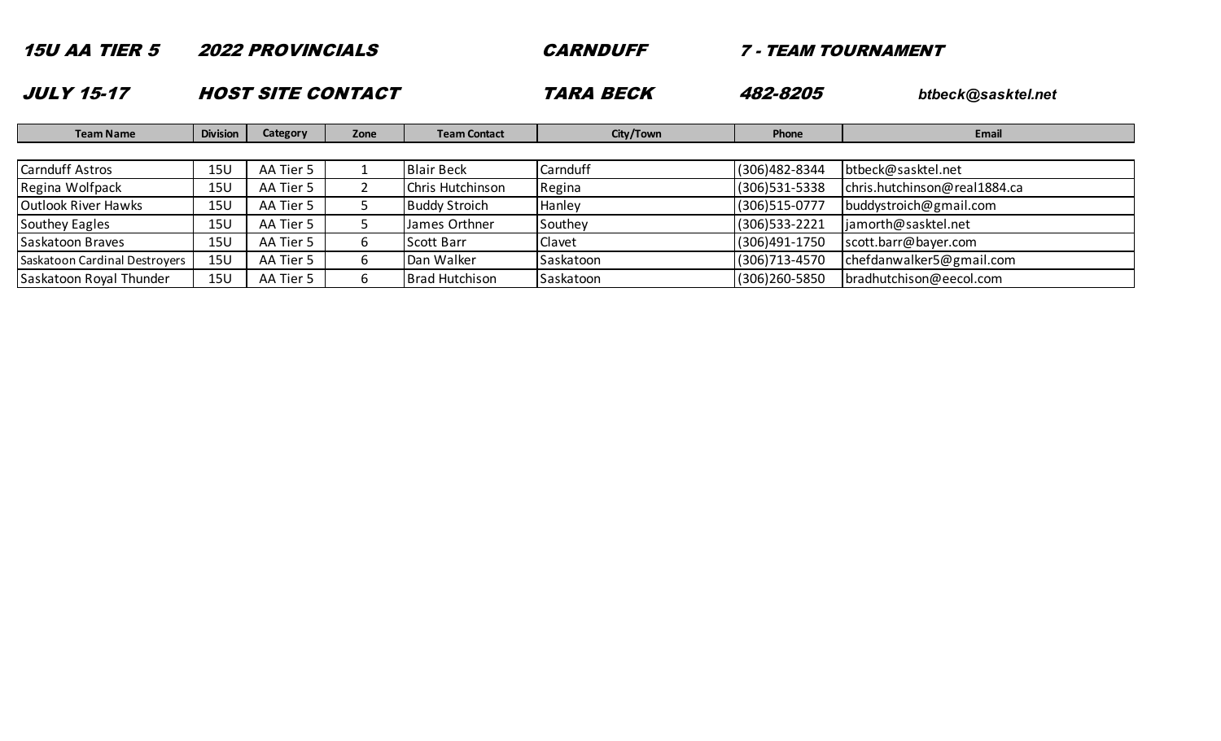**15U AA TIER 5** **2022 PROVINCIALS** **CARNDUFF** **7 - TEAM TOURNAMENT**

**JULY 15-17** **HOST SITE CONTACT** **TARA BECK** **482-8205** **btbeck@sasktel.net**

| Team Name | Division | Category | Zone | Team Contact | City/Town | Phone | Email |
|---|---|---|---|---|---|---|---|
| Carnduff Astros | 15U | AA Tier 5 | 1 | Blair Beck | Carnduff | (306)482-8344 | btbeck@sasktel.net |
| Regina Wolfpack | 15U | AA Tier 5 | 2 | Chris Hutchinson | Regina | (306)531-5338 | chris.hutchinson@real1884.ca |
| Outlook River Hawks | 15U | AA Tier 5 | 5 | Buddy Stroich | Hanley | (306)515-0777 | buddystroich@gmail.com |
| Southey Eagles | 15U | AA Tier 5 | 5 | James Orthner | Southey | (306)533-2221 | jamorth@sasktel.net |
| Saskatoon Braves | 15U | AA Tier 5 | 6 | Scott Barr | Clavet | (306)491-1750 | scott.barr@bayer.com |
| Saskatoon Cardinal Destroyers | 15U | AA Tier 5 | 6 | Dan Walker | Saskatoon | (306)713-4570 | chefdanwalker5@gmail.com |
| Saskatoon Royal Thunder | 15U | AA Tier 5 | 6 | Brad Hutchison | Saskatoon | (306)260-5850 | bradhutchison@eecol.com |